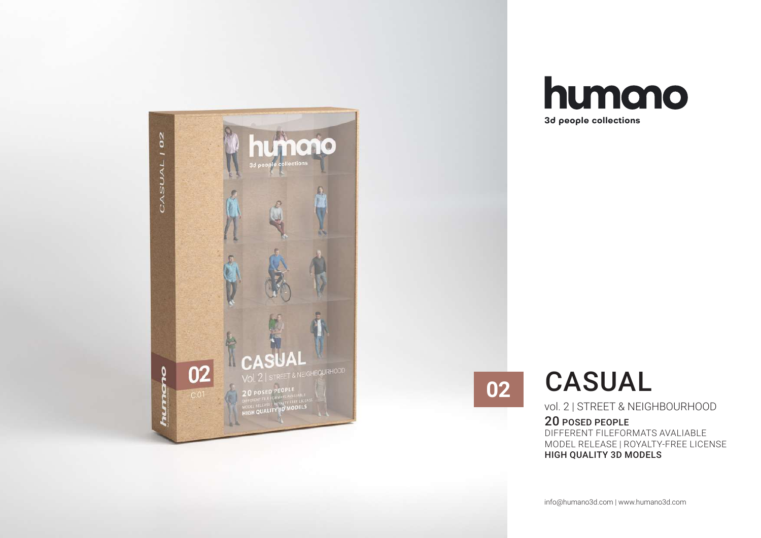# humano

3d people collections

02

# CASUAL

vol. 2 | STREET & NEIGHBOURHOOD

**20 POSED PEOPLE**

DIFFERENT FILEFORMATS AVALIABLE

MODEL RELEASE | ROYALTY-FREE LICENSE

**HIGH QUALITY 3D MODELS**

info@humano3d.com | www.humano3d.com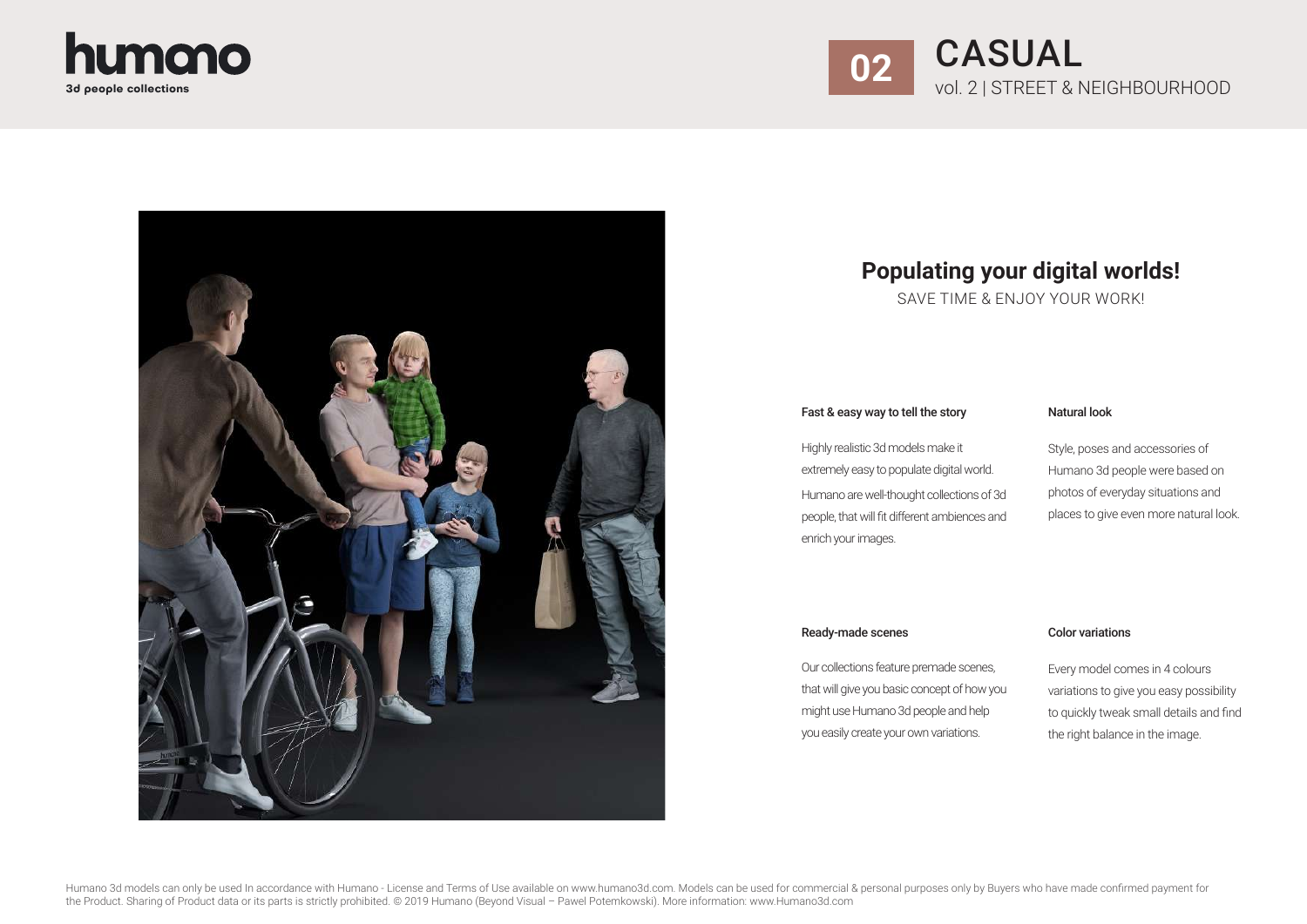# CASUAL

02 vol. 2 | STREET & NEIGHBOURHOOD

## Populating your digital worlds!

SAVE TIME & ENJOY YOUR WORK!

### Fast & easy way to tell the story

Highly realistic 3d models make it extremely easy to populate digital world. Humano are well-thought collections of 3d people, that will fit different ambiences and enrich your images.

### Natural look

Style, poses and accessories of Humano 3d people were based on photos of everyday situations and places to give even more natural look.

### Ready-made scenes

Our collections feature premade scenes, that will give you basic concept of how you might use Humano 3d people and help you easily create your own variations.

### Color variations

Every model comes in 4 colours variations to give you easy possibility to quickly tweak small details and find the right balance in the image.

Humano 3d models can only be used In accordance with Humano - License and Terms of Use available on www.humano3d.com. Models can be used for commercial & personal purposes only by Buyers who have made confirmed payment for the Product. Sharing of Product data or its parts is strictly prohibited. © 2019 Humano (Beyond Visual – Pawel Potemkowski). More information: www.Humano3d.com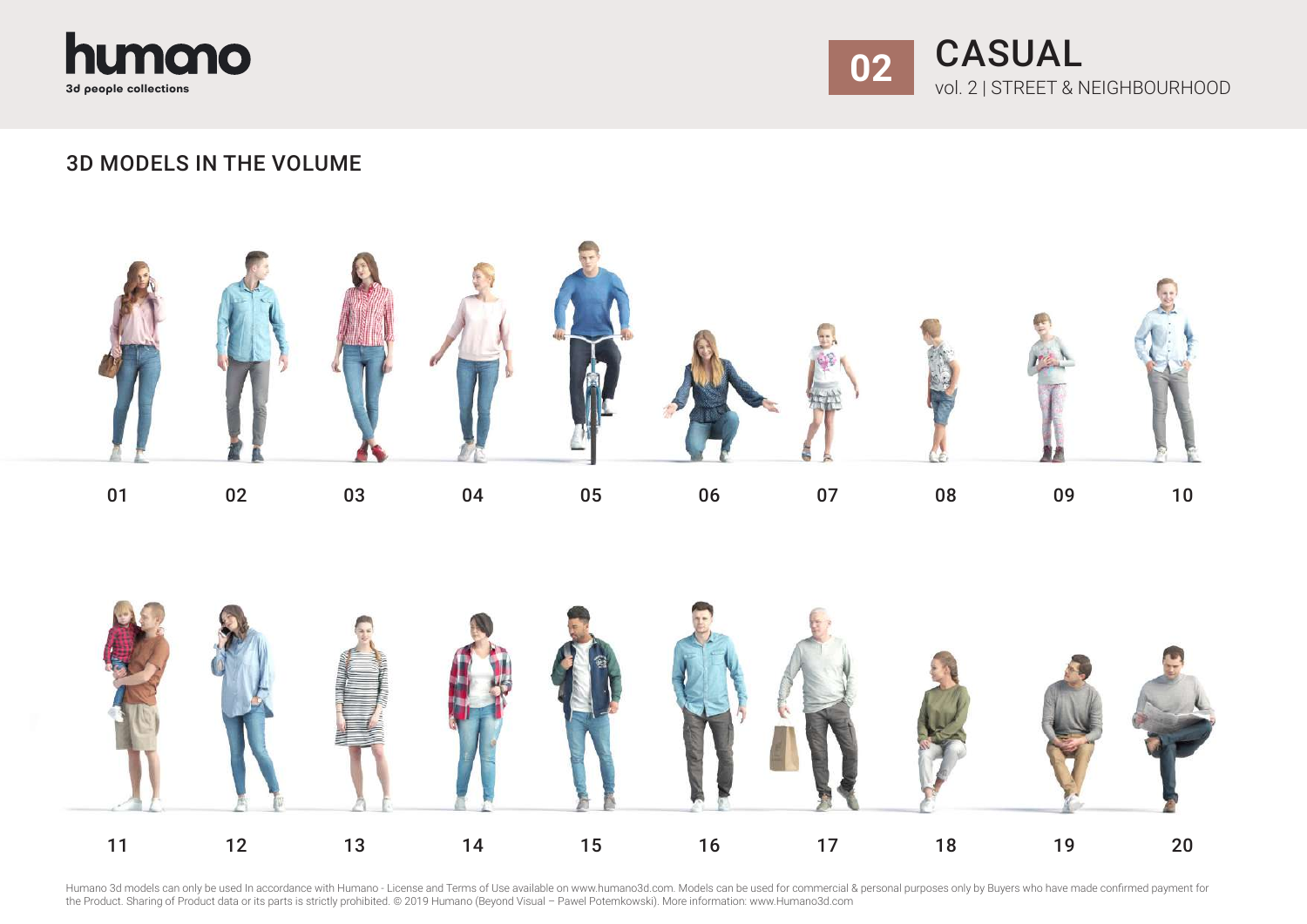humano
3d people collections

**02** CASUAL
vol. 2 | STREET & NEIGHBOURHOOD

## 3D MODELS IN THE VOLUME

01 02 03 04 05 06 07 08 09 10

11 12 13 14 15 16 17 18 19 20

Humano 3d models can only be used In accordance with Humano - License and Terms of Use available on www.humano3d.com. Models can be used for commercial & personal purposes only by Buyers who have made confirmed payment for the Product. Sharing of Product data or its parts is strictly prohibited. © 2019 Humano (Beyond Visual – Pawel Potemkowski). More information: www.Humano3d.com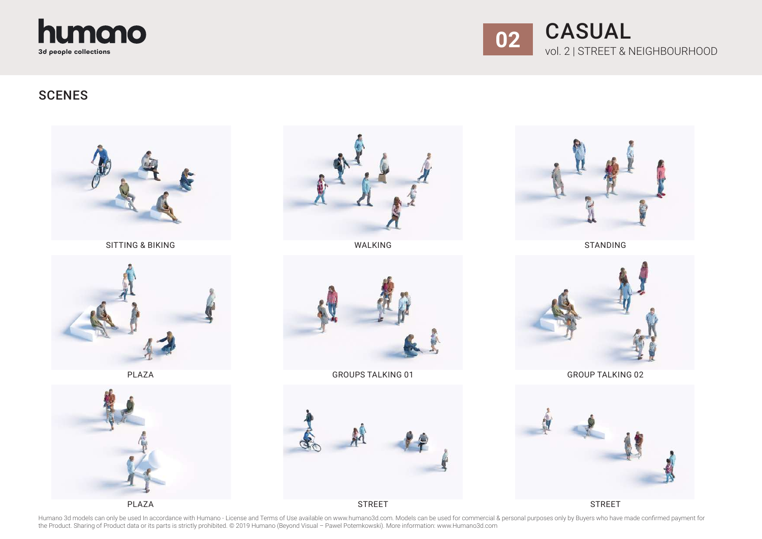humano
3d people collections

# 02 CASUAL

vol. 2 | STREET & NEIGHBOURHOOD

## SCENES

SITTING & BIKING

WALKING

STANDING

PLAZA

GROUPS TALKING 01

GROUP TALKING 02

PLAZA

STREET

STREET

Humano 3d models can only be used In accordance with Humano - License and Terms of Use available on www.humano3d.com. Models can be used for commercial & personal purposes only by Buyers who have made confirmed payment for the Product. Sharing of Product data or its parts is strictly prohibited. © 2019 Humano (Beyond Visual – Pawel Potemkowski). More information: www.Humano3d.com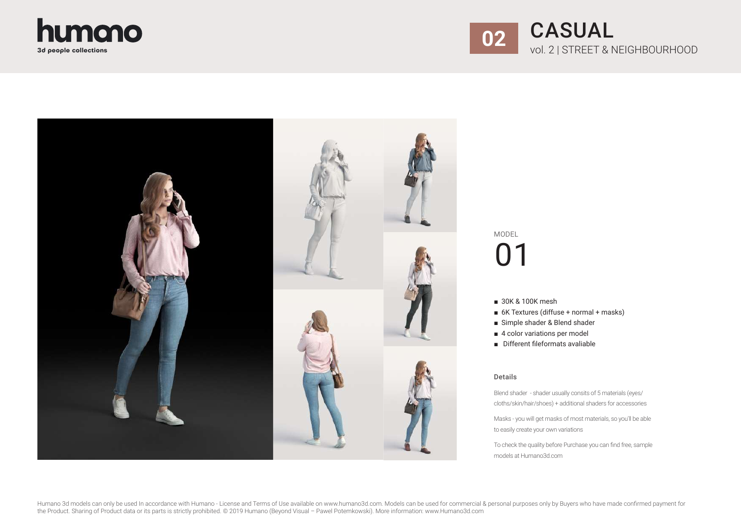humano
3d people collections

# 02 CASUAL

vol. 2 | STREET & NEIGHBOURHOOD

MODEL

## 01

- 30K & 100K mesh
- 6K Textures (diffuse + normal + masks)
- Simple shader & Blend shader
- 4 color variations per model
- Different fileformats avaliable

### Details

Blend shader - shader usually consits of 5 materials (eyes/cloths/skin/hair/shoes) + additional shaders for accessories

Masks - you will get masks of most materials, so you'll be able to easily create your own variations

To check the quality before Purchase you can find free, sample models at Humano3d.com

Humano 3d models can only be used In accordance with Humano - License and Terms of Use available on www.humano3d.com. Models can be used for commercial & personal purposes only by Buyers who have made confirmed payment for the Product. Sharing of Product data or its parts is strictly prohibited. © 2019 Humano (Beyond Visual – Pawel Potemkowski). More information: www.Humano3d.com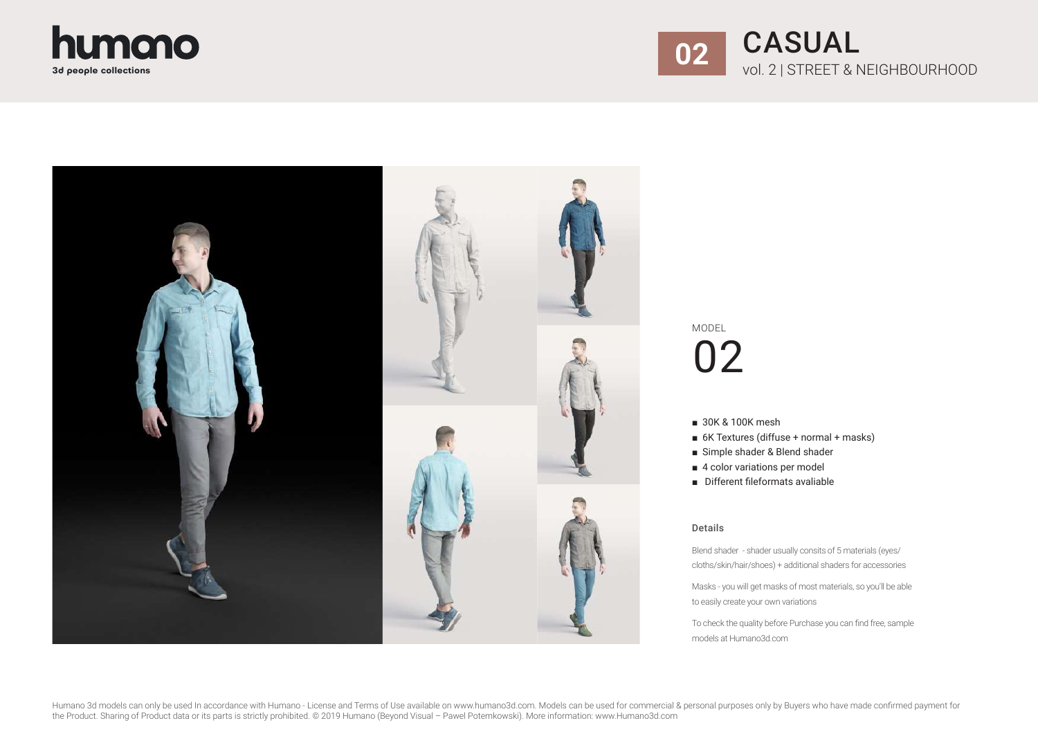humano
3d people collections

# 02 CASUAL

vol. 2 | STREET & NEIGHBOURHOOD

MODEL

## 02

- 30K & 100K mesh
- 6K Textures (diffuse + normal + masks)
- Simple shader & Blend shader
- 4 color variations per model
- Different fileformats avaliable

### Details

Blend shader - shader usually consits of 5 materials (eyes/cloths/skin/hair/shoes) + additional shaders for accessories

Masks - you will get masks of most materials, so you'll be able to easily create your own variations

To check the quality before Purchase you can find free, sample models at Humano3d.com

Humano 3d models can only be used In accordance with Humano - License and Terms of Use available on www.humano3d.com. Models can be used for commercial & personal purposes only by Buyers who have made confirmed payment for the Product. Sharing of Product data or its parts is strictly prohibited. © 2019 Humano (Beyond Visual – Pawel Potemkowski). More information: www.Humano3d.com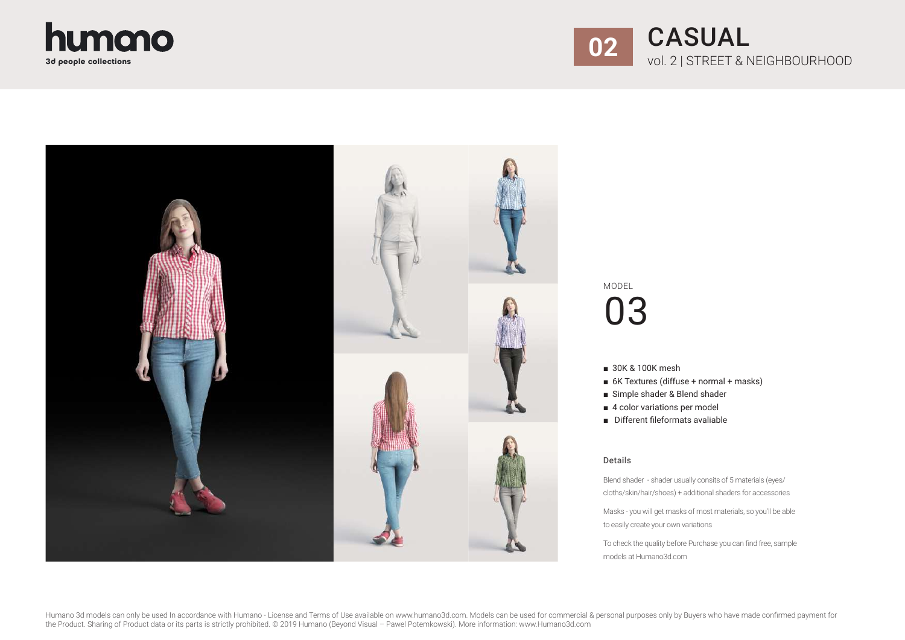# 02 CASUAL

vol. 2 | STREET & NEIGHBOURHOOD

MODEL

## 03

- 30K & 100K mesh
- 6K Textures (diffuse + normal + masks)
- Simple shader & Blend shader
- 4 color variations per model
- Different fileformats avaliable

### Details

Blend shader - shader usually consits of 5 materials (eyes/cloths/skin/hair/shoes) + additional shaders for accessories

Masks - you will get masks of most materials, so you'll be able to easily create your own variations

To check the quality before Purchase you can find free, sample models at Humano3d.com

Humano 3d models can only be used In accordance with Humano - License and Terms of Use available on www.humano3d.com. Models can be used for commercial & personal purposes only by Buyers who have made confirmed payment for the Product. Sharing of Product data or its parts is strictly prohibited. © 2019 Humano (Beyond Visual – Pawel Potemkowski). More information: www.Humano3d.com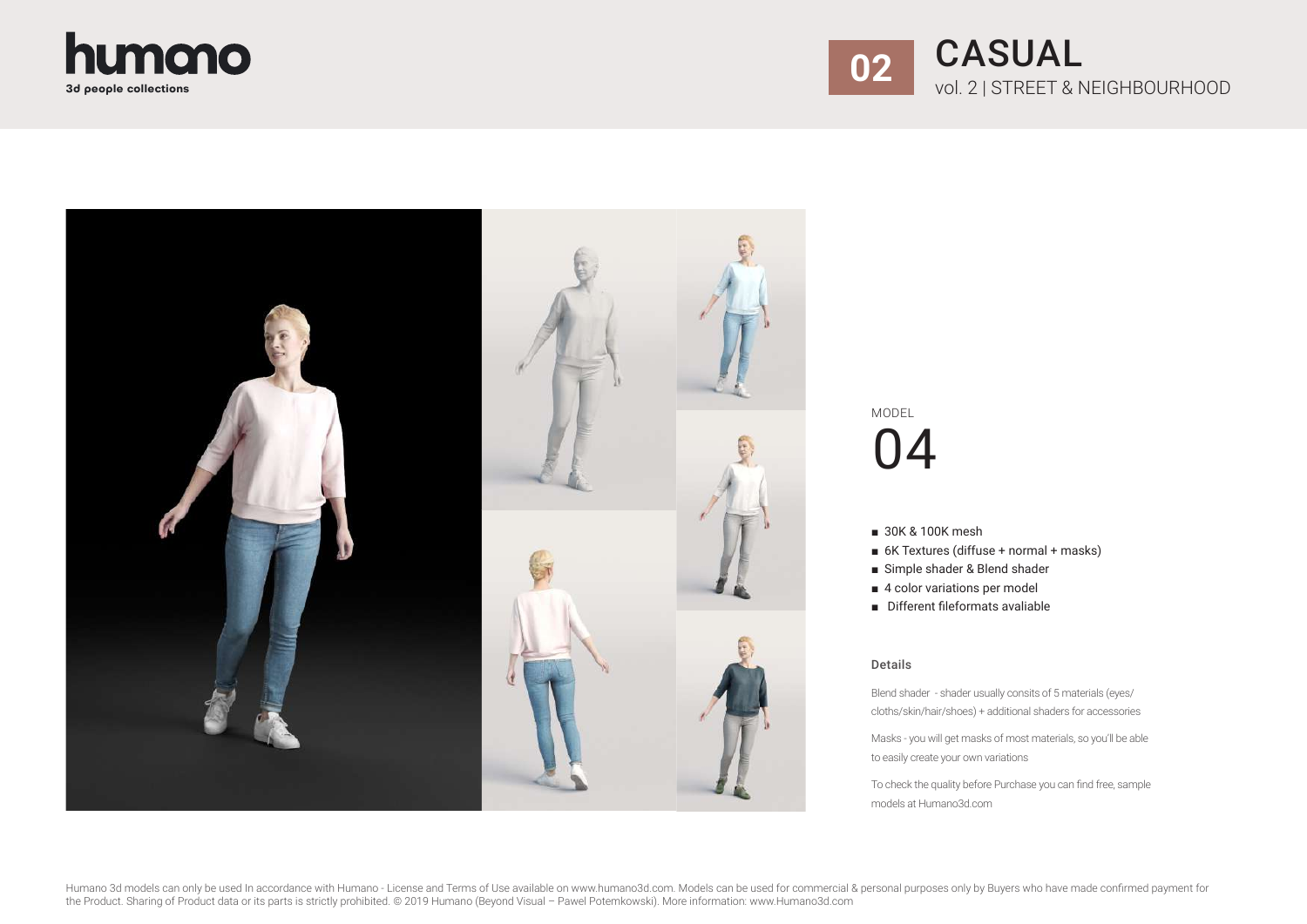**humano**
3d people collections

# 02 CASUAL

vol. 2 | STREET & NEIGHBOURHOOD

MODEL

# 04

- 30K & 100K mesh
- 6K Textures (diffuse + normal + masks)
- Simple shader & Blend shader
- 4 color variations per model
- Different fileformats avaliable

### Details

Blend shader - shader usually consits of 5 materials (eyes/cloths/skin/hair/shoes) + additional shaders for accessories

Masks - you will get masks of most materials, so you'll be able to easily create your own variations

To check the quality before Purchase you can find free, sample models at Humano3d.com

Humano 3d models can only be used In accordance with Humano - License and Terms of Use available on www.humano3d.com. Models can be used for commercial & personal purposes only by Buyers who have made confirmed payment for the Product. Sharing of Product data or its parts is strictly prohibited. © 2019 Humano (Beyond Visual – Pawel Potemkowski). More information: www.Humano3d.com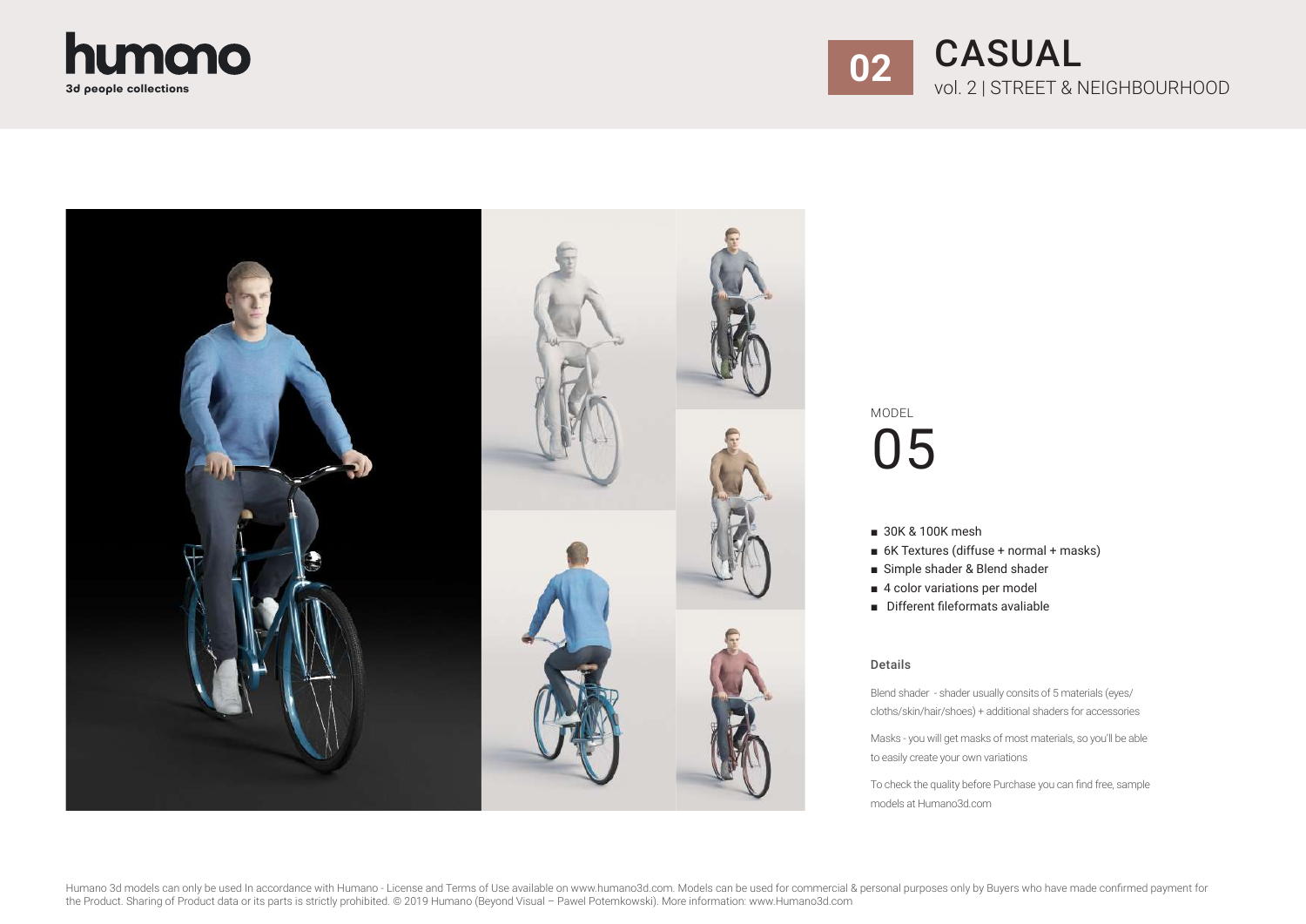**humano**
**3d people collections**

# 02 CASUAL

vol. 2 | STREET & NEIGHBOURHOOD

MODEL

# 05

- 30K & 100K mesh
- 6K Textures (diffuse + normal + masks)
- Simple shader & Blend shader
- 4 color variations per model
- Different fileformats avaliable

### Details

Blend shader - shader usually consits of 5 materials (eyes/cloths/skin/hair/shoes) + additional shaders for accessories

Masks - you will get masks of most materials, so you'll be able to easily create your own variations

To check the quality before Purchase you can find free, sample models at Humano3d.com

Humano 3d models can only be used In accordance with Humano - License and Terms of Use available on www.humano3d.com. Models can be used for commercial & personal purposes only by Buyers who have made confirmed payment for the Product. Sharing of Product data or its parts is strictly prohibited. © 2019 Humano (Beyond Visual – Pawel Potemkowski). More information: www.Humano3d.com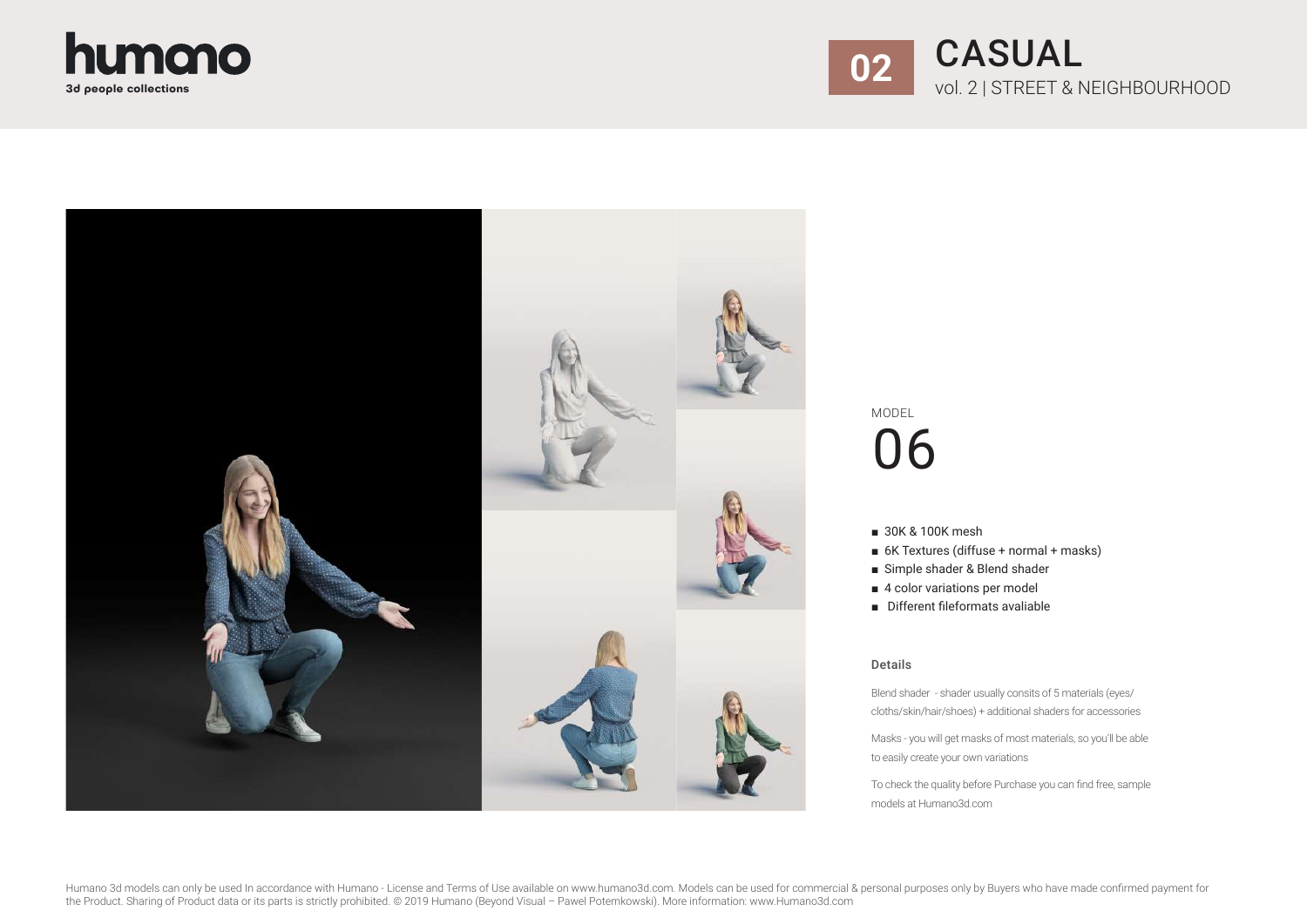# humano
3d people collections

## 02 CASUAL
vol. 2 | STREET & NEIGHBOURHOOD

MODEL
# 06

- 30K & 100K mesh
- 6K Textures (diffuse + normal + masks)
- Simple shader & Blend shader
- 4 color variations per model
- Different fileformats avaliable

### Details

Blend shader - shader usually consits of 5 materials (eyes/cloths/skin/hair/shoes) + additional shaders for accessories

Masks - you will get masks of most materials, so you'll be able to easily create your own variations

To check the quality before Purchase you can find free, sample models at Humano3d.com

Humano 3d models can only be used In accordance with Humano - License and Terms of Use available on www.humano3d.com. Models can be used for commercial & personal purposes only by Buyers who have made confirmed payment for the Product. Sharing of Product data or its parts is strictly prohibited. © 2019 Humano (Beyond Visual – Pawel Potemkowski). More information: www.Humano3d.com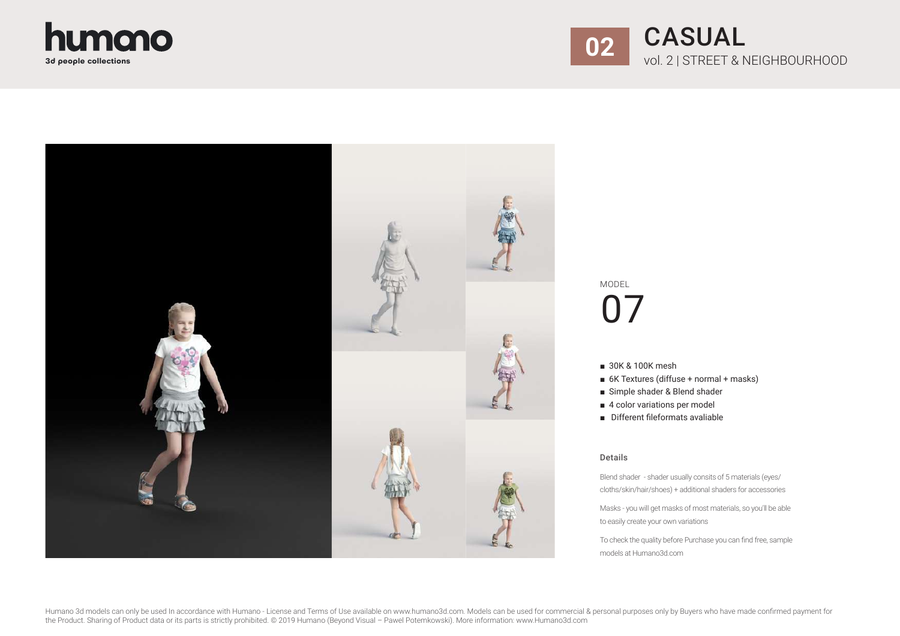humano
3d people collections

**02** CASUAL
vol. 2 | STREET & NEIGHBOURHOOD

MODEL

# 07

- 30K & 100K mesh
- 6K Textures (diffuse + normal + masks)
- Simple shader & Blend shader
- 4 color variations per model
- Different fileformats avaliable

### Details

Blend shader - shader usually consits of 5 materials (eyes/ cloths/skin/hair/shoes) + additional shaders for accessories

Masks - you will get masks of most materials, so you'll be able to easily create your own variations

To check the quality before Purchase you can find free, sample models at Humano3d.com

Humano 3d models can only be used In accordance with Humano - License and Terms of Use available on www.humano3d.com. Models can be used for commercial & personal purposes only by Buyers who have made confirmed payment for the Product. Sharing of Product data or its parts is strictly prohibited. © 2019 Humano (Beyond Visual – Pawel Potemkowski). More information: www.Humano3d.com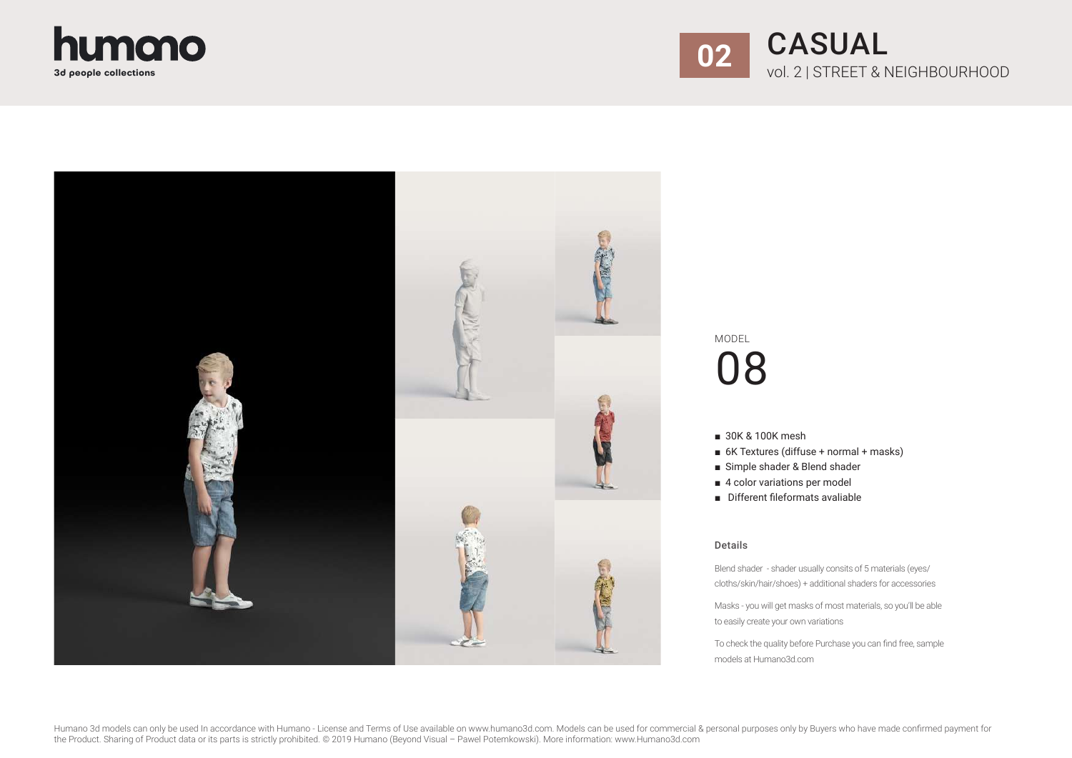# humano
3d people collections

## 02 CASUAL
vol. 2 | STREET & NEIGHBOURHOOD

MODEL
# 08

- 30K & 100K mesh
- 6K Textures (diffuse + normal + masks)
- Simple shader & Blend shader
- 4 color variations per model
- Different fileformats avaliable

### Details

Blend shader - shader usually consits of 5 materials (eyes/cloths/skin/hair/shoes) + additional shaders for accessories

Masks - you will get masks of most materials, so you'll be able to easily create your own variations

To check the quality before Purchase you can find free, sample models at Humano3d.com

Humano 3d models can only be used In accordance with Humano - License and Terms of Use available on www.humano3d.com. Models can be used for commercial & personal purposes only by Buyers who have made confirmed payment for the Product. Sharing of Product data or its parts is strictly prohibited. © 2019 Humano (Beyond Visual – Pawel Potemkowski). More information: www.Humano3d.com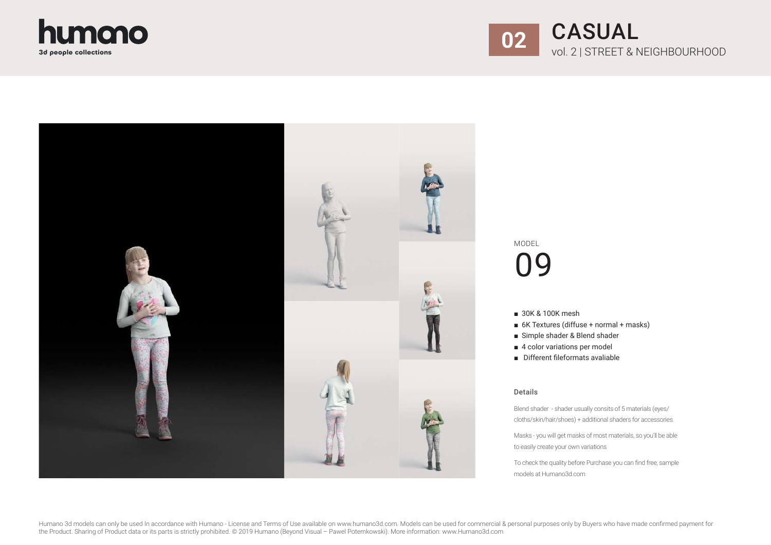humano
3d people collections

# 02 CASUAL

vol. 2 | STREET & NEIGHBOURHOOD

MODEL

# 09

- 30K & 100K mesh
- 6K Textures (diffuse + normal + masks)
- Simple shader & Blend shader
- 4 color variations per model
- Different fileformats avaliable

### Details

Blend shader - shader usually consits of 5 materials (eyes/ cloths/skin/hair/shoes) + additional shaders for accessories

Masks - you will get masks of most materials, so you'll be able to easily create your own variations

To check the quality before Purchase you can find free, sample models at Humano3d.com

Humano 3d models can only be used In accordance with Humano - License and Terms of Use available on www.humano3d.com. Models can be used for commercial & personal purposes only by Buyers who have made confirmed payment for the Product. Sharing of Product data or its parts is strictly prohibited. © 2019 Humano (Beyond Visual – Pawel Potemkowski). More information: www.Humano3d.com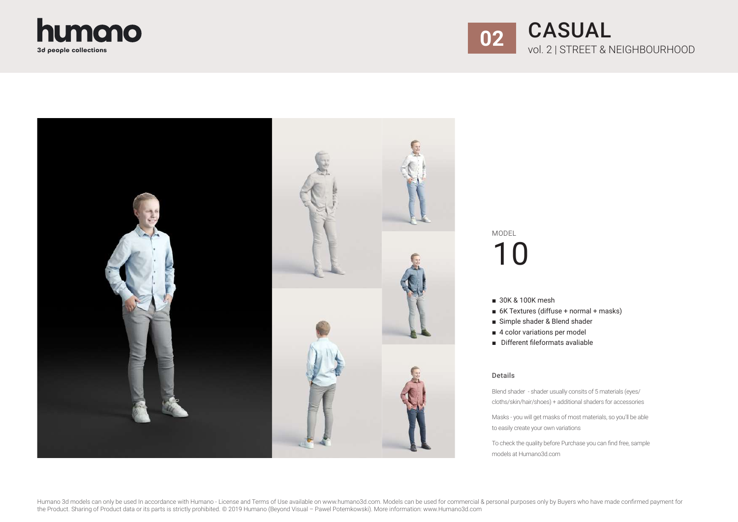humano
3d people collections

# 02 CASUAL

vol. 2 | STREET & NEIGHBOURHOOD

MODEL

# 10

- 30K & 100K mesh
- 6K Textures (diffuse + normal + masks)
- Simple shader & Blend shader
- 4 color variations per model
- Different fileformats avaliable

### Details

Blend shader - shader usually consits of 5 materials (eyes/ cloths/skin/hair/shoes) + additional shaders for accessories

Masks - you will get masks of most materials, so you'll be able to easily create your own variations

To check the quality before Purchase you can find free, sample models at Humano3d.com

Humano 3d models can only be used In accordance with Humano - License and Terms of Use available on www.humano3d.com. Models can be used for commercial & personal purposes only by Buyers who have made confirmed payment for the Product. Sharing of Product data or its parts is strictly prohibited. © 2019 Humano (Beyond Visual – Pawel Potemkowski). More information: www.Humano3d.com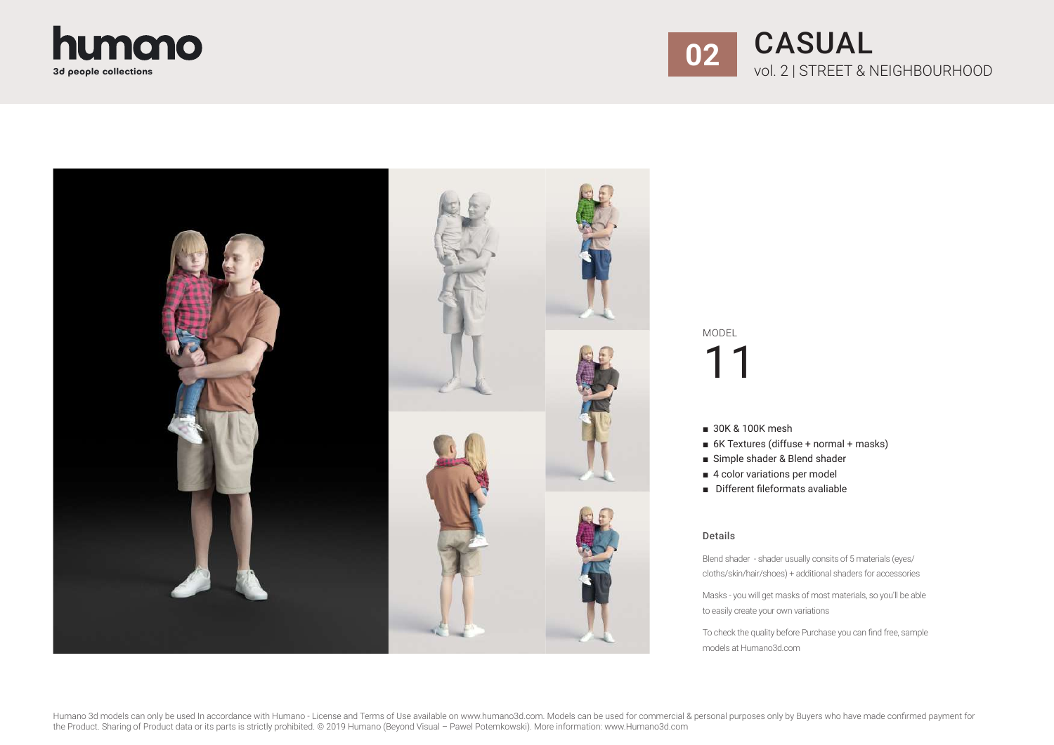humano
3d people collections

# 02 CASUAL

vol. 2 | STREET & NEIGHBOURHOOD

MODEL

# 11

- 30K & 100K mesh
- 6K Textures (diffuse + normal + masks)
- Simple shader & Blend shader
- 4 color variations per model
- Different fileformats avaliable

### Details

Blend shader - shader usually consits of 5 materials (eyes/ cloths/skin/hair/shoes) + additional shaders for accessories

Masks - you will get masks of most materials, so you'll be able to easily create your own variations

To check the quality before Purchase you can find free, sample models at Humano3d.com

Humano 3d models can only be used In accordance with Humano - License and Terms of Use available on www.humano3d.com. Models can be used for commercial & personal purposes only by Buyers who have made confirmed payment for the Product. Sharing of Product data or its parts is strictly prohibited. © 2019 Humano (Beyond Visual – Pawel Potemkowski). More information: www.Humano3d.com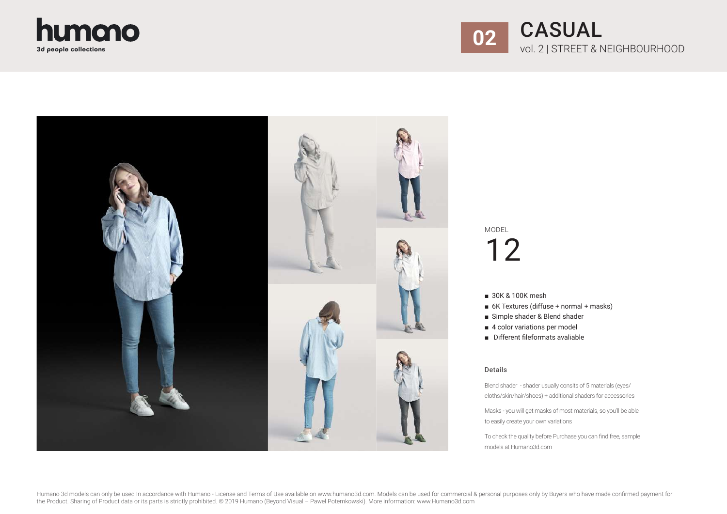# humano

3d people collections

## 02 CASUAL

vol. 2 | STREET & NEIGHBOURHOOD

MODEL

# 12

- 30K & 100K mesh
- 6K Textures (diffuse + normal + masks)
- Simple shader & Blend shader
- 4 color variations per model
- Different fileformats avaliable

### Details

Blend shader - shader usually consits of 5 materials (eyes/cloths/skin/hair/shoes) + additional shaders for accessories

Masks - you will get masks of most materials, so you'll be able to easily create your own variations

To check the quality before Purchase you can find free, sample models at Humano3d.com

Humano 3d models can only be used In accordance with Humano - License and Terms of Use available on www.humano3d.com. Models can be used for commercial & personal purposes only by Buyers who have made confirmed payment for the Product. Sharing of Product data or its parts is strictly prohibited. © 2019 Humano (Beyond Visual – Pawel Potemkowski). More information: www.Humano3d.com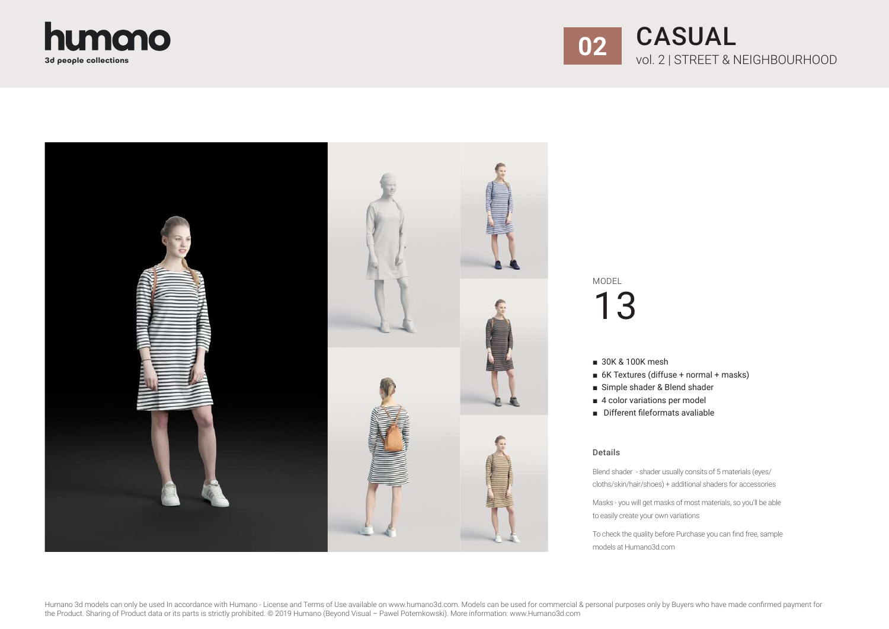humano
3d people collections

**02** CASUAL
vol. 2 | STREET & NEIGHBOURHOOD

MODEL
# 13

- 30K & 100K mesh
- 6K Textures (diffuse + normal + masks)
- Simple shader & Blend shader
- 4 color variations per model
- Different fileformats avaliable

### Details

Blend shader - shader usually consits of 5 materials (eyes/ cloths/skin/hair/shoes) + additional shaders for accessories

Masks - you will get masks of most materials, so you'll be able to easily create your own variations

To check the quality before Purchase you can find free, sample models at Humano3d.com

Humano 3d models can only be used In accordance with Humano - License and Terms of Use available on www.humano3d.com. Models can be used for commercial & personal purposes only by Buyers who have made confirmed payment for the Product. Sharing of Product data or its parts is strictly prohibited. © 2019 Humano (Beyond Visual – Pawel Potemkowski). More information: www.Humano3d.com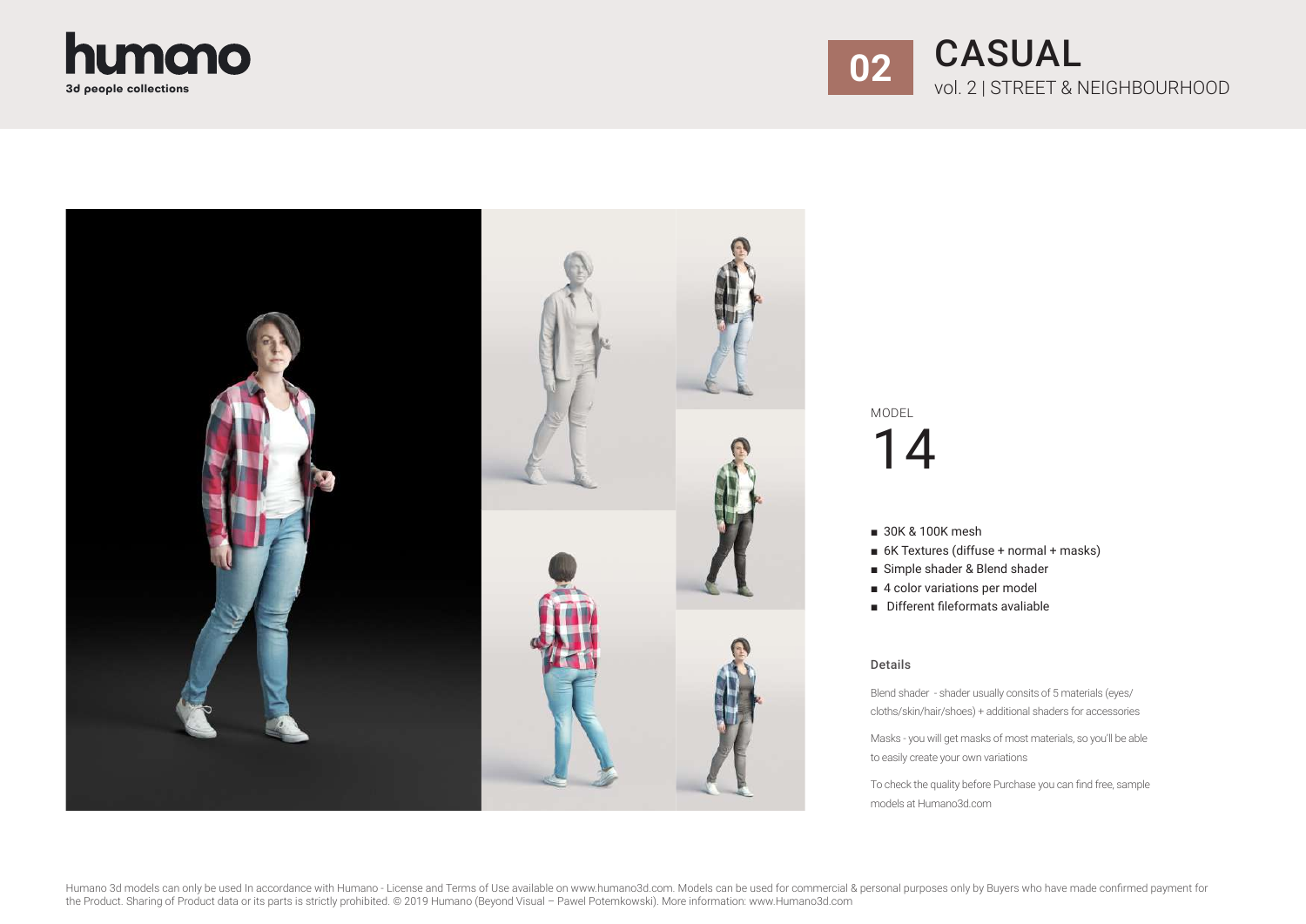humano
3d people collections

# 02 CASUAL

vol. 2 | STREET & NEIGHBOURHOOD

MODEL

## 14

- 30K & 100K mesh
- 6K Textures (diffuse + normal + masks)
- Simple shader & Blend shader
- 4 color variations per model
- Different fileformats avaliable

### Details

Blend shader - shader usually consits of 5 materials (eyes/ cloths/skin/hair/shoes) + additional shaders for accessories

Masks - you will get masks of most materials, so you'll be able to easily create your own variations

To check the quality before Purchase you can find free, sample models at Humano3d.com

Humano 3d models can only be used In accordance with Humano - License and Terms of Use available on www.humano3d.com. Models can be used for commercial & personal purposes only by Buyers who have made confirmed payment for the Product. Sharing of Product data or its parts is strictly prohibited. © 2019 Humano (Beyond Visual – Pawel Potemkowski). More information: www.Humano3d.com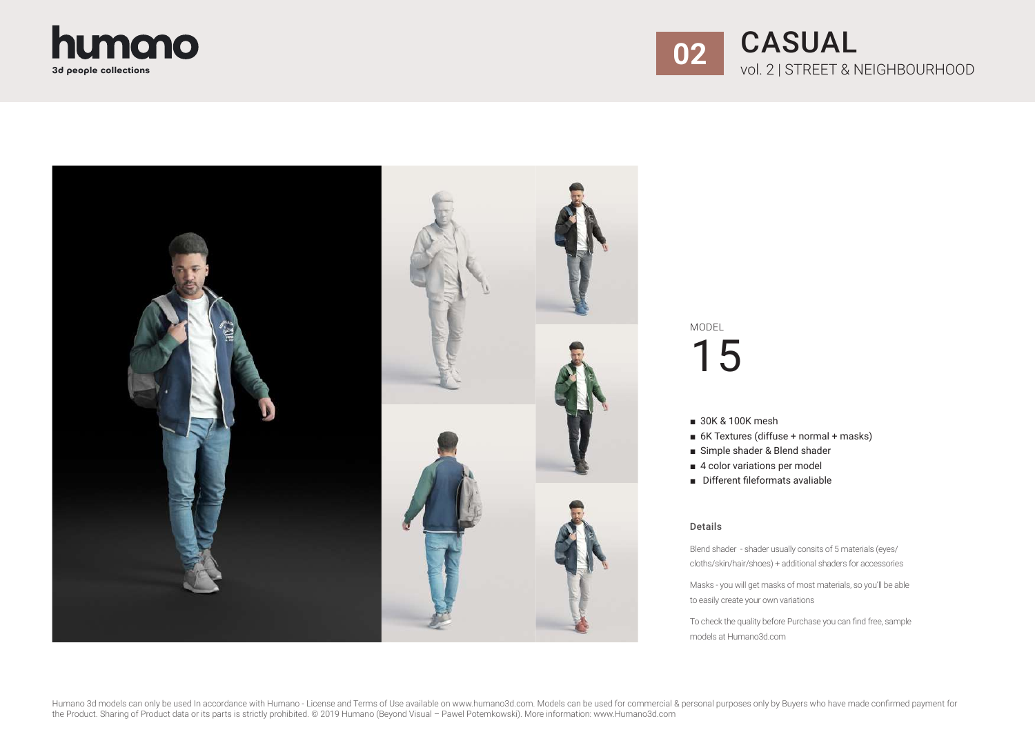humano
3d people collections

# 02 CASUAL

vol. 2 | STREET & NEIGHBOURHOOD

MODEL

# 15

- 30K & 100K mesh
- 6K Textures (diffuse + normal + masks)
- Simple shader & Blend shader
- 4 color variations per model
- Different fileformats avaliable

### Details

Blend shader - shader usually consits of 5 materials (eyes/ cloths/skin/hair/shoes) + additional shaders for accessories

Masks - you will get masks of most materials, so you'll be able to easily create your own variations

To check the quality before Purchase you can find free, sample models at Humano3d.com

Humano 3d models can only be used In accordance with Humano - License and Terms of Use available on www.humano3d.com. Models can be used for commercial & personal purposes only by Buyers who have made confirmed payment for the Product. Sharing of Product data or its parts is strictly prohibited. © 2019 Humano (Beyond Visual – Pawel Potemkowski). More information: www.Humano3d.com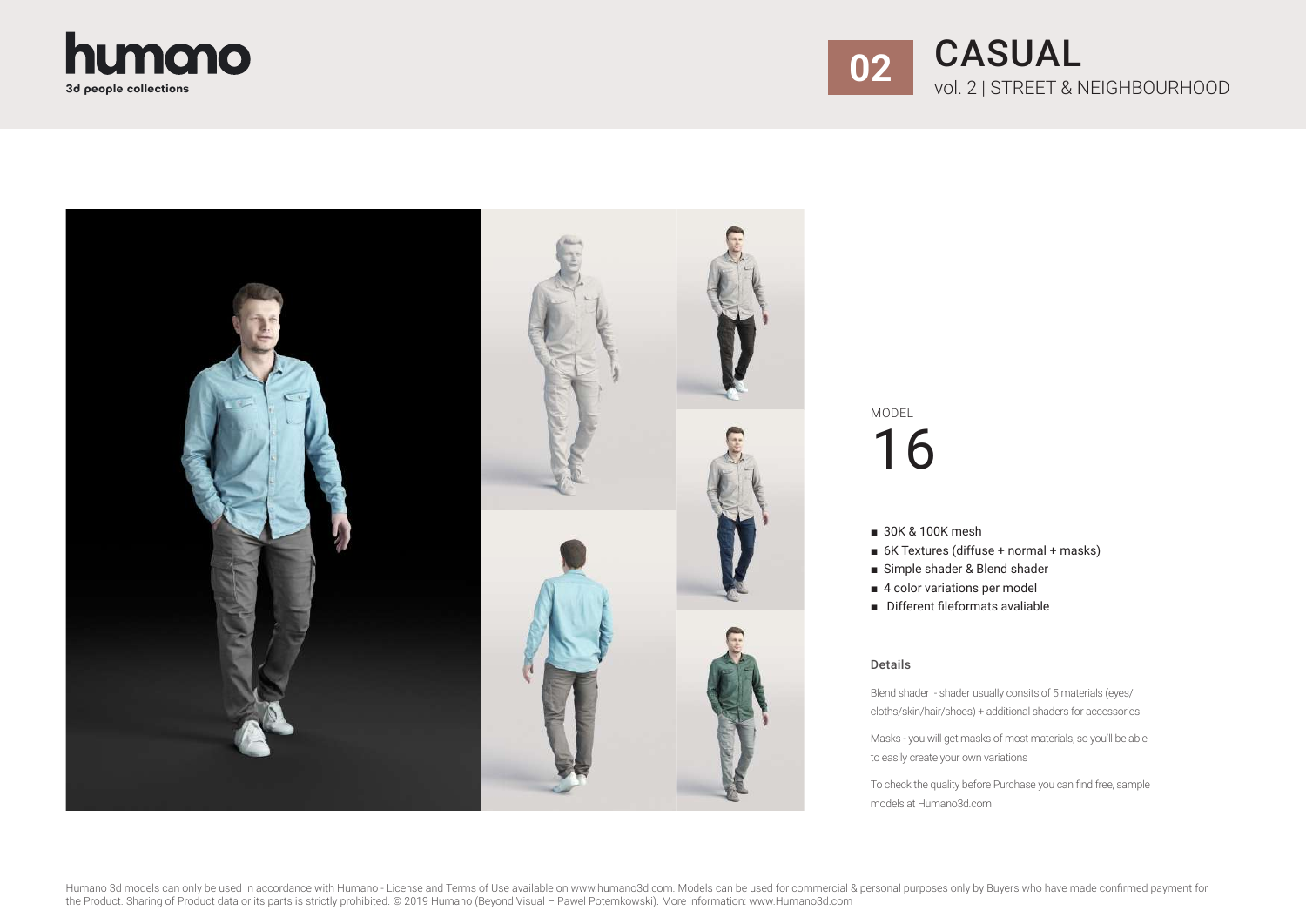# humano

**3d people collections**

## 02 CASUAL

vol. 2 | STREET & NEIGHBOURHOOD

MODEL

# 16

- 30K & 100K mesh
- 6K Textures (diffuse + normal + masks)
- Simple shader & Blend shader
- 4 color variations per model
- Different fileformats avaliable

### Details

Blend shader - shader usually consits of 5 materials (eyes/ cloths/skin/hair/shoes) + additional shaders for accessories

Masks - you will get masks of most materials, so you'll be able to easily create your own variations

To check the quality before Purchase you can find free, sample models at Humano3d.com

Humano 3d models can only be used In accordance with Humano - License and Terms of Use available on www.humano3d.com. Models can be used for commercial & personal purposes only by Buyers who have made confirmed payment for the Product. Sharing of Product data or its parts is strictly prohibited. © 2019 Humano (Beyond Visual – Pawel Potemkowski). More information: www.Humano3d.com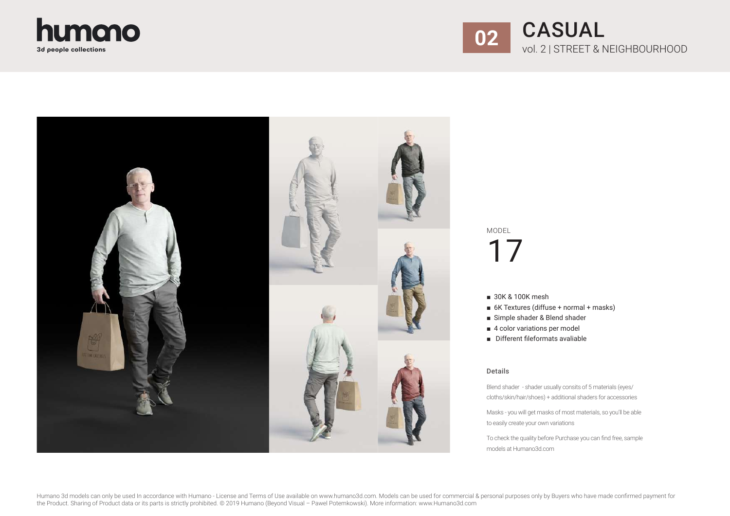humano
3d people collections

# 02 CASUAL

vol. 2 | STREET & NEIGHBOURHOOD

MODEL

## 17

- 30K & 100K mesh
- 6K Textures (diffuse + normal + masks)
- Simple shader & Blend shader
- 4 color variations per model
- Different fileformats avaliable

### Details

Blend shader - shader usually consits of 5 materials (eyes/cloths/skin/hair/shoes) + additional shaders for accessories

Masks - you will get masks of most materials, so you'll be able to easily create your own variations

To check the quality before Purchase you can find free, sample models at Humano3d.com

Humano 3d models can only be used In accordance with Humano - License and Terms of Use available on www.humano3d.com. Models can be used for commercial & personal purposes only by Buyers who have made confirmed payment for the Product. Sharing of Product data or its parts is strictly prohibited. © 2019 Humano (Beyond Visual – Pawel Potemkowski). More information: www.Humano3d.com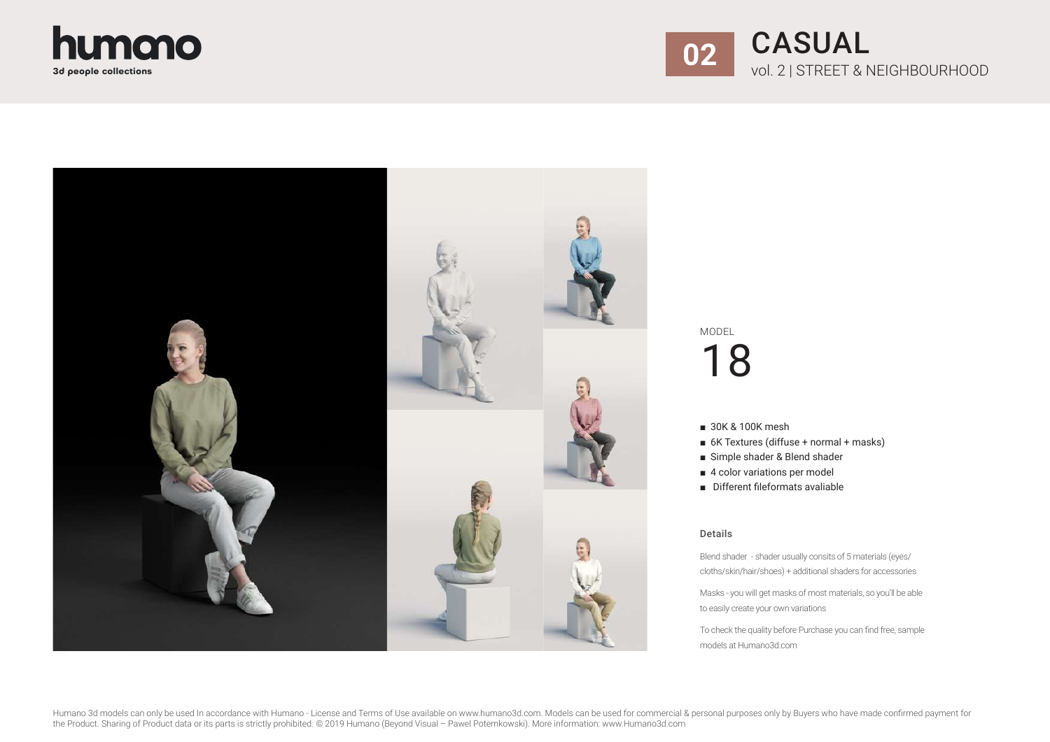humano
3d people collections

# 02 CASUAL

vol. 2 | STREET & NEIGHBOURHOOD

MODEL

# 18

- 30K & 100K mesh
- 6K Textures (diffuse + normal + masks)
- Simple shader & Blend shader
- 4 color variations per model
- Different fileformats avaliable

### Details

Blend shader - shader usually consits of 5 materials (eyes/ cloths/skin/hair/shoes) + additional shaders for accessories

Masks - you will get masks of most materials, so you'll be able to easily create your own variations

To check the quality before Purchase you can find free, sample models at Humano3d.com

Humano 3d models can only be used In accordance with Humano - License and Terms of Use available on www.humano3d.com. Models can be used for commercial & personal purposes only by Buyers who have made confirmed payment for the Product. Sharing of Product data or its parts is strictly prohibited. © 2019 Humano (Beyond Visual – Pawel Potemkowski). More information: www.Humano3d.com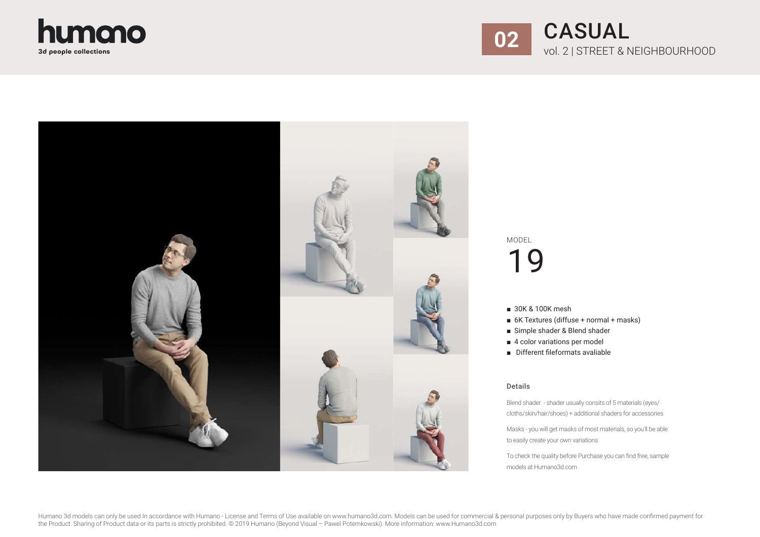humano
3d people collections

**02** CASUAL
vol. 2 | STREET & NEIGHBOURHOOD

MODEL
# 19

- 30K & 100K mesh
- 6K Textures (diffuse + normal + masks)
- Simple shader & Blend shader
- 4 color variations per model
- Different fileformats avaliable

### Details

Blend shader - shader usually consits of 5 materials (eyes/cloths/skin/hair/shoes) + additional shaders for accessories

Masks - you will get masks of most materials, so you'll be able to easily create your own variations

To check the quality before Purchase you can find free, sample models at Humano3d.com

Humano 3d models can only be used In accordance with Humano - License and Terms of Use available on www.humano3d.com. Models can be used for commercial & personal purposes only by Buyers who have made confirmed payment for the Product. Sharing of Product data or its parts is strictly prohibited. © 2019 Humano (Beyond Visual – Pawel Potemkowski). More information: www.Humano3d.com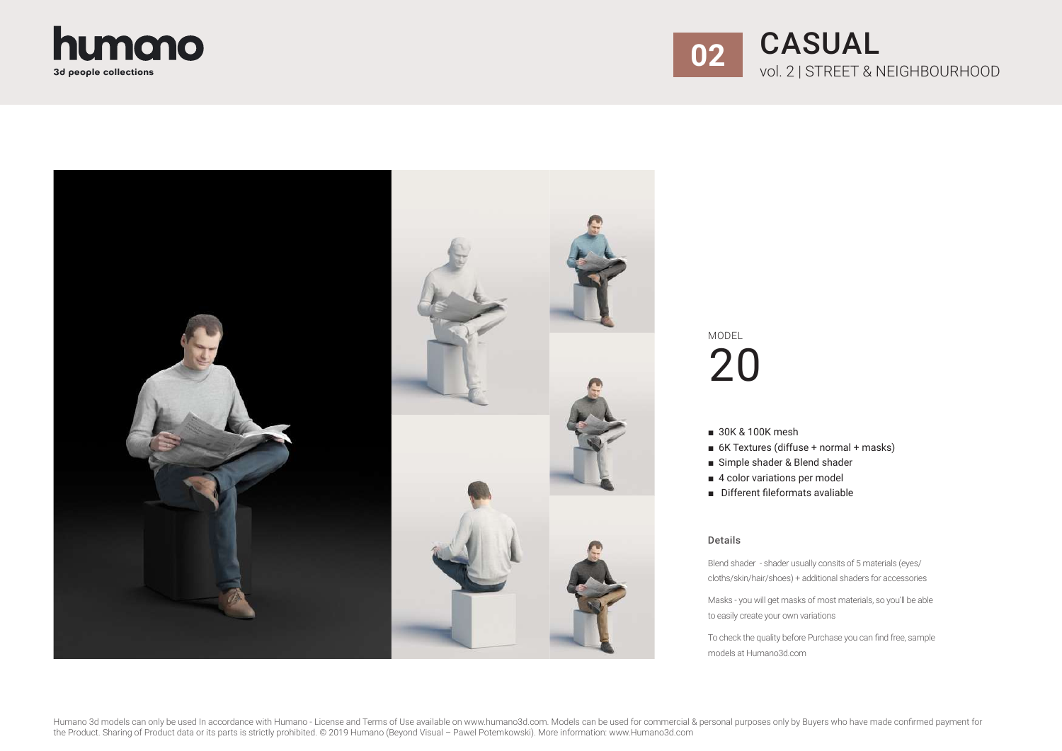humano
3d people collections

**02** CASUAL
vol. 2 | STREET & NEIGHBOURHOOD

MODEL
# 20

- 30K & 100K mesh
- 6K Textures (diffuse + normal + masks)
- Simple shader & Blend shader
- 4 color variations per model
- Different fileformats avaliable

### Details

Blend shader - shader usually consits of 5 materials (eyes/ cloths/skin/hair/shoes) + additional shaders for accessories

Masks - you will get masks of most materials, so you'll be able to easily create your own variations

To check the quality before Purchase you can find free, sample models at Humano3d.com

Humano 3d models can only be used In accordance with Humano - License and Terms of Use available on www.humano3d.com. Models can be used for commercial & personal purposes only by Buyers who have made confirmed payment for the Product. Sharing of Product data or its parts is strictly prohibited. © 2019 Humano (Beyond Visual – Pawel Potemkowski). More information: www.Humano3d.com